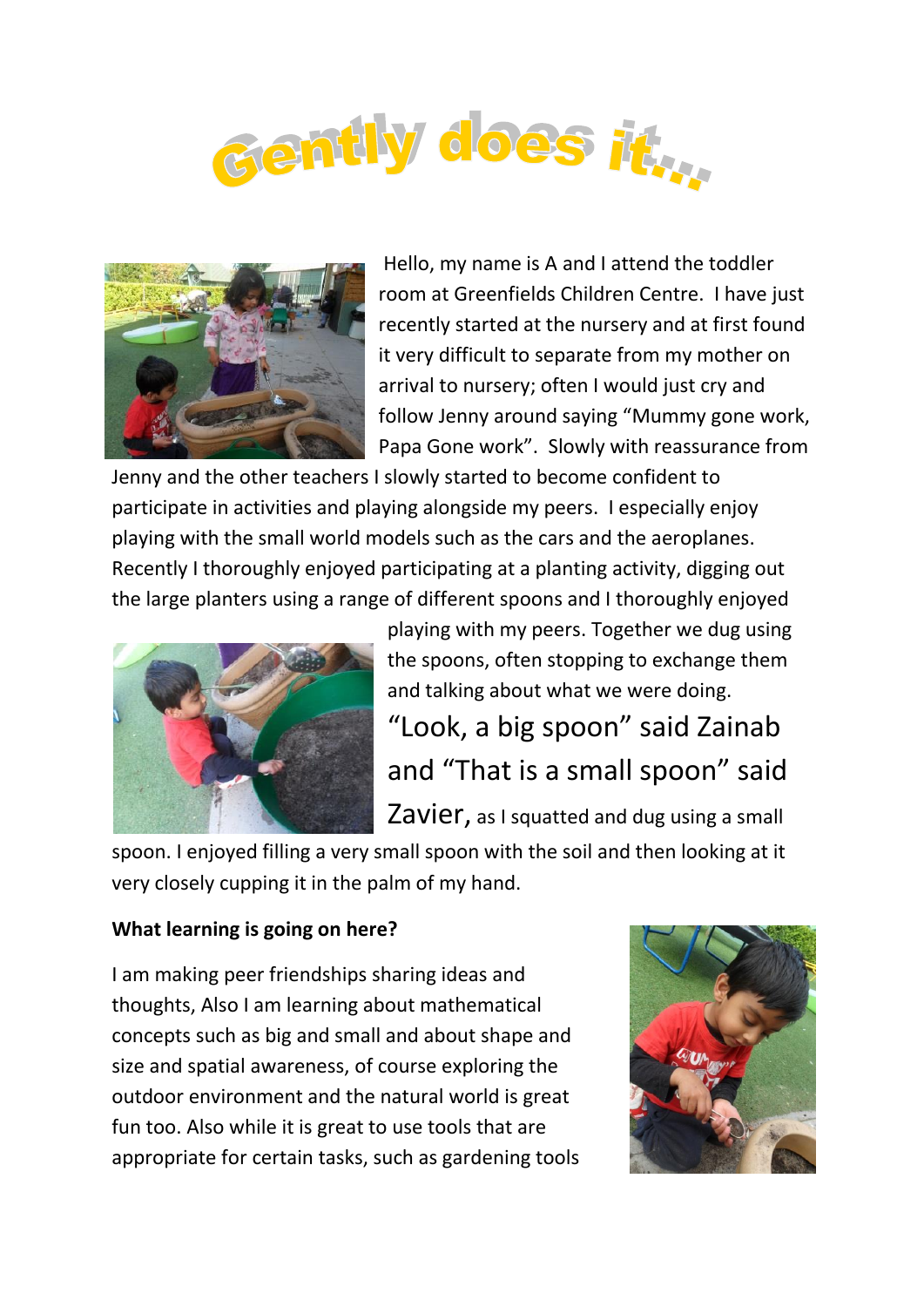# Gently does it...

Hello, my name is A and I attend the toddler room at Greenfields Children Centre. I have just recently started at the nursery and at first found it very difficult to separate from my mother on arrival to nursery; often I would just cry and follow Jenny around saying "Mummy gone work, Papa Gone work". Slowly with reassurance from Jenny and the other teachers I slowly started to become confident to participate in activities and playing alongside my peers. I especially enjoy playing with the small world models such as the cars and the aeroplanes. Recently I thoroughly enjoyed participating at a planting activity, digging out the large planters using a range of different spoons and I thoroughly enjoyed playing with my peers. Together we dug using the spoons, often stopping to exchange them and talking about what we were doing.

"Look, a big spoon" said Zainab and "That is a small spoon" said Zavier, as I squatted and dug using a small spoon. I enjoyed filling a very small spoon with the soil and then looking at it very closely cupping it in the palm of my hand.

**What learning is going on here?**

I am making peer friendships sharing ideas and thoughts, Also I am learning about mathematical concepts such as big and small and about shape and size and spatial awareness, of course exploring the outdoor environment and the natural world is great fun too. Also while it is great to use tools that are appropriate for certain tasks, such as gardening tools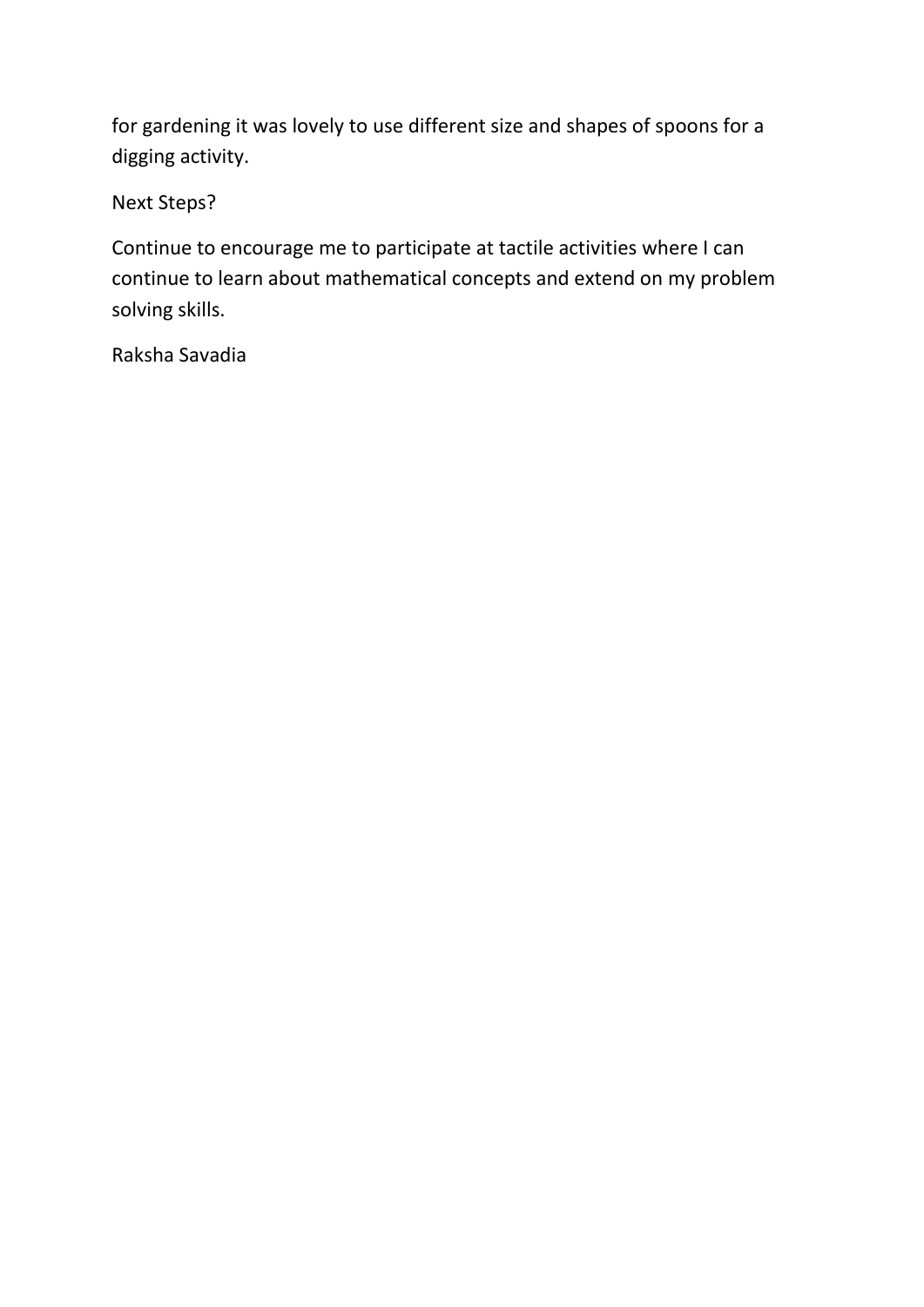for gardening it was lovely to use different size and shapes of spoons for a digging activity.

Next Steps?

Continue to encourage me to participate at tactile activities where I can continue to learn about mathematical concepts and extend on my problem solving skills.

Raksha Savadia